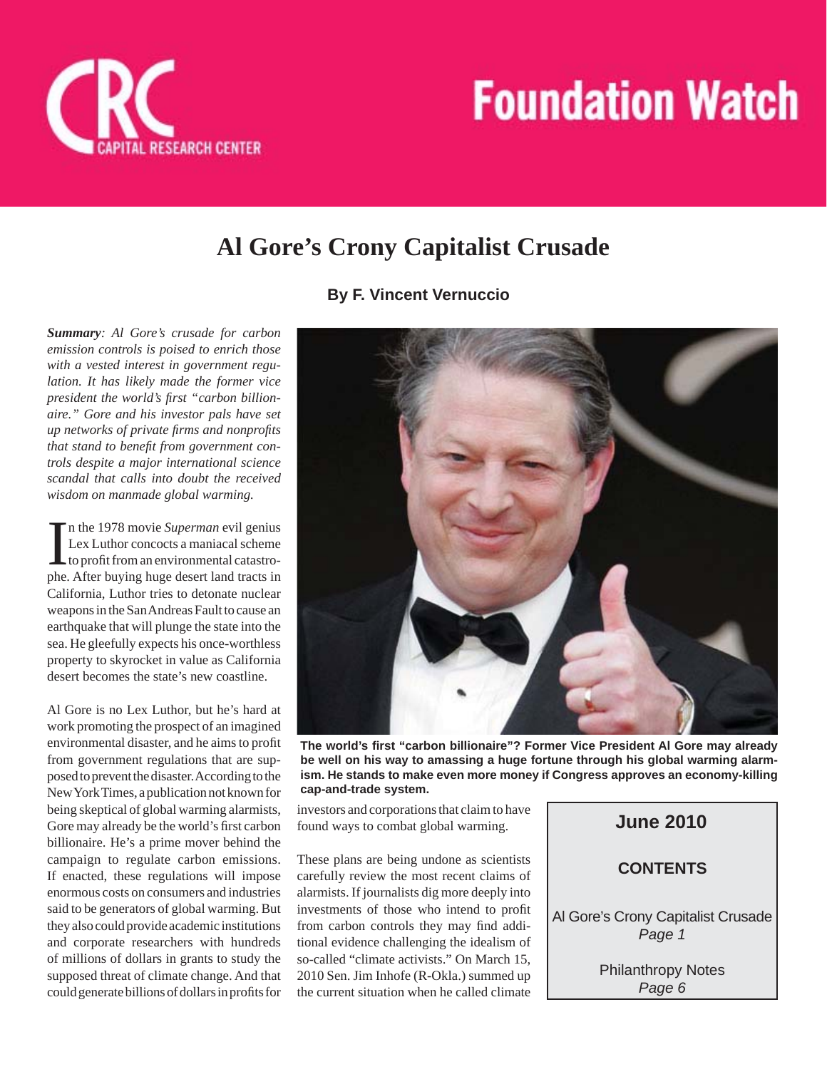# Foundation Watch

CRC Capital Research Center

## Al Gore's Crony Capitalist Crusade

**By F. Vincent Vernuccio**

***Summary**: Al Gore's crusade for carbon emission controls is poised to enrich those with a vested interest in government regulation. It has likely made the former vice president the world's first "carbon billionaire." Gore and his investor pals have set up networks of private firms and nonprofits that stand to benefit from government controls despite a major international science scandal that calls into doubt the received wisdom on manmade global warming.*

In the 1978 movie *Superman* evil genius Lex Luthor concocts a maniacal scheme to profit from an environmental catastrophe. After buying huge desert land tracts in California, Luthor tries to detonate nuclear weapons in the San Andreas Fault to cause an earthquake that will plunge the state into the sea. He gleefully expects his once-worthless property to skyrocket in value as California desert becomes the state's new coastline.

Al Gore is no Lex Luthor, but he's hard at work promoting the prospect of an imagined environmental disaster, and he aims to profit from government regulations that are supposed to prevent the disaster. According to the New York Times, a publication not known for being skeptical of global warming alarmists, Gore may already be the world's first carbon billionaire. He's a prime mover behind the campaign to regulate carbon emissions. If enacted, these regulations will impose enormous costs on consumers and industries said to be generators of global warming. But they also could provide academic institutions and corporate researchers with hundreds of millions of dollars in grants to study the supposed threat of climate change. And that could generate billions of dollars in profits for investors and corporations that claim to have found ways to combat global warming.

**The world's first "carbon billionaire"? Former Vice President Al Gore may already be well on his way to amassing a huge fortune through his global warming alarmism. He stands to make even more money if Congress approves an economy-killing cap-and-trade system.**

These plans are being undone as scientists carefully review the most recent claims of alarmists. If journalists dig more deeply into investments of those who intend to profit from carbon controls they may find additional evidence challenging the idealism of so-called "climate activists." On March 15, 2010 Sen. Jim Inhofe (R-Okla.) summed up the current situation when he called climate

**June 2010**

**CONTENTS**

Al Gore's Crony Capitalist Crusade
*Page 1*

Philanthropy Notes
*Page 6*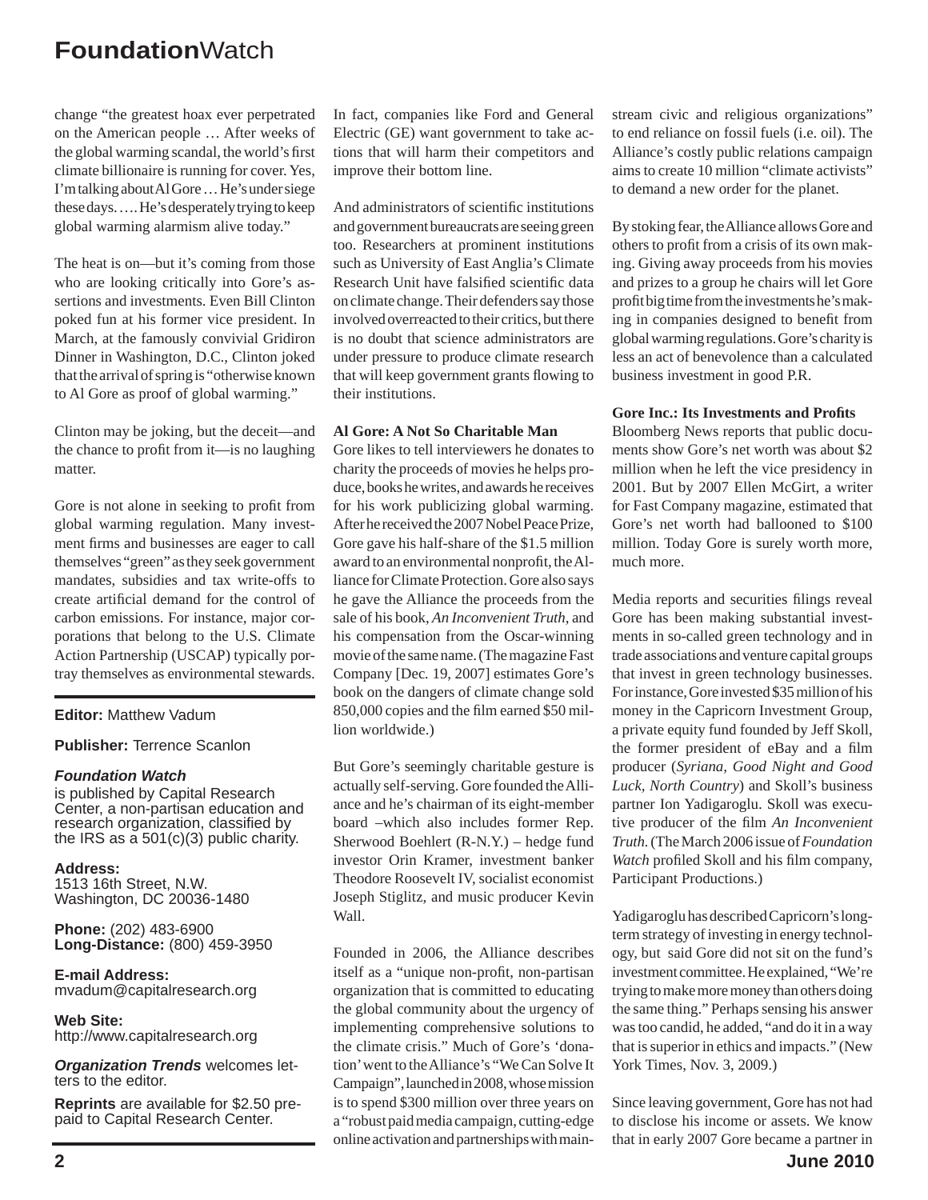change "the greatest hoax ever perpetrated on the American people … After weeks of the global warming scandal, the world's first climate billionaire is running for cover. Yes, I'm talking about Al Gore … He's under siege these days. …. He's desperately trying to keep global warming alarmism alive today."

The heat is on—but it's coming from those who are looking critically into Gore's assertions and investments. Even Bill Clinton poked fun at his former vice president. In March, at the famously convivial Gridiron Dinner in Washington, D.C., Clinton joked that the arrival of spring is "otherwise known to Al Gore as proof of global warming."

Clinton may be joking, but the deceit—and the chance to profit from it—is no laughing matter.

Gore is not alone in seeking to profit from global warming regulation. Many investment firms and businesses are eager to call themselves "green" as they seek government mandates, subsidies and tax write-offs to create artificial demand for the control of carbon emissions. For instance, major corporations that belong to the U.S. Climate Action Partnership (USCAP) typically portray themselves as environmental stewards. In fact, companies like Ford and General Electric (GE) want government to take actions that will harm their competitors and improve their bottom line.

And administrators of scientific institutions and government bureaucrats are seeing green too. Researchers at prominent institutions such as University of East Anglia's Climate Research Unit have falsified scientific data on climate change. Their defenders say those involved overreacted to their critics, but there is no doubt that science administrators are under pressure to produce climate research that will keep government grants flowing to their institutions.

**Al Gore: A Not So Charitable Man**

Gore likes to tell interviewers he donates to charity the proceeds of movies he helps produce, books he writes, and awards he receives for his work publicizing global warming. After he received the 2007 Nobel Peace Prize, Gore gave his half-share of the $1.5 million award to an environmental nonprofit, the Alliance for Climate Protection. Gore also says he gave the Alliance the proceeds from the sale of his book, *An Inconvenient Truth*, and his compensation from the Oscar-winning movie of the same name. (The magazine Fast Company [Dec. 19, 2007] estimates Gore's book on the dangers of climate change sold 850,000 copies and the film earned $50 million worldwide.)

But Gore's seemingly charitable gesture is actually self-serving. Gore founded the Alliance and he's chairman of its eight-member board –which also includes former Rep. Sherwood Boehlert (R-N.Y.) – hedge fund investor Orin Kramer, investment banker Theodore Roosevelt IV, socialist economist Joseph Stiglitz, and music producer Kevin Wall.

Founded in 2006, the Alliance describes itself as a "unique non-profit, non-partisan organization that is committed to educating the global community about the urgency of implementing comprehensive solutions to the climate crisis." Much of Gore's 'donation' went to the Alliance's "We Can Solve It Campaign", launched in 2008, whose mission is to spend $300 million over three years on a "robust paid media campaign, cutting-edge online activation and partnerships with mainstream civic and religious organizations" to end reliance on fossil fuels (i.e. oil). The Alliance's costly public relations campaign aims to create 10 million "climate activists" to demand a new order for the planet.

By stoking fear, the Alliance allows Gore and others to profit from a crisis of its own making. Giving away proceeds from his movies and prizes to a group he chairs will let Gore profit big time from the investments he's making in companies designed to benefit from global warming regulations. Gore's charity is less an act of benevolence than a calculated business investment in good P.R.

**Gore Inc.: Its Investments and Profits**

Bloomberg News reports that public documents show Gore's net worth was about $2 million when he left the vice presidency in 2001. But by 2007 Ellen McGirt, a writer for Fast Company magazine, estimated that Gore's net worth had ballooned to $100 million. Today Gore is surely worth more, much more.

Media reports and securities filings reveal Gore has been making substantial investments in so-called green technology and in trade associations and venture capital groups that invest in green technology businesses. For instance, Gore invested $35 million of his money in the Capricorn Investment Group, a private equity fund founded by Jeff Skoll, the former president of eBay and a film producer (*Syriana, Good Night and Good Luck, North Country*) and Skoll's business partner Ion Yadigaroglu. Skoll was executive producer of the film *An Inconvenient Truth*. (The March 2006 issue of *Foundation Watch* profiled Skoll and his film company, Participant Productions.)

Yadigaroglu has described Capricorn's long-term strategy of investing in energy technology, but said Gore did not sit on the fund's investment committee. He explained, "We're trying to make more money than others doing the same thing." Perhaps sensing his answer was too candid, he added, "and do it in a way that is superior in ethics and impacts." (New York Times, Nov. 3, 2009.)

Since leaving government, Gore has not had to disclose his income or assets. We know that in early 2007 Gore became a partner in

---

**Editor:** Matthew Vadum

**Publisher:** Terrence Scanlon

***Foundation Watch***
is published by Capital Research Center, a non-partisan education and research organization, classified by the IRS as a 501(c)(3) public charity.

**Address:**
1513 16th Street, N.W.
Washington, DC 20036-1480

**Phone:** (202) 483-6900
**Long-Distance:** (800) 459-3950

**E-mail Address:**
mvadum@capitalresearch.org

**Web Site:**
http://www.capitalresearch.org

***Organization Trends*** welcomes letters to the editor.

**Reprints** are available for $2.50 prepaid to Capital Research Center.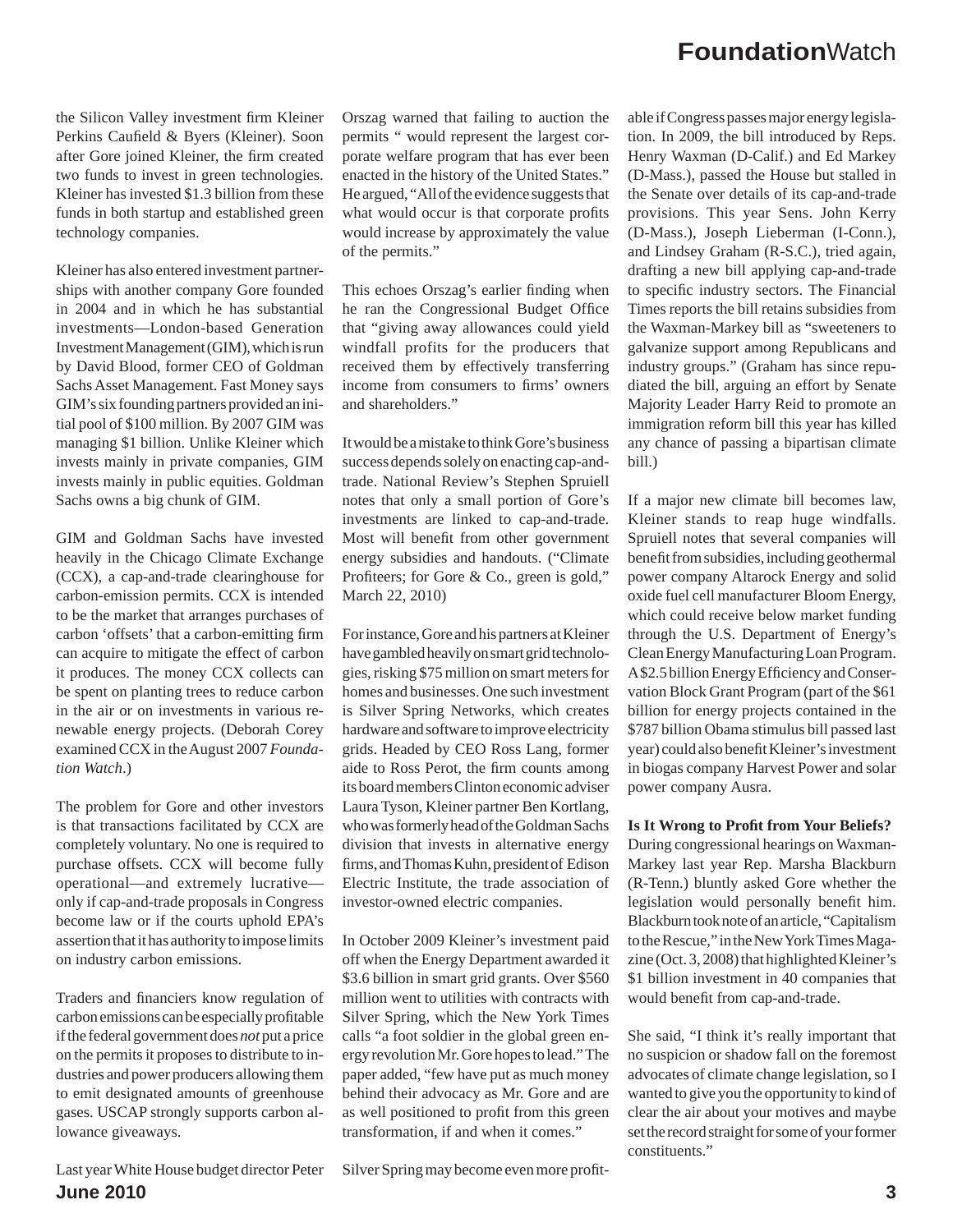the Silicon Valley investment firm Kleiner Perkins Caufield & Byers (Kleiner). Soon after Gore joined Kleiner, the firm created two funds to invest in green technologies. Kleiner has invested $1.3 billion from these funds in both startup and established green technology companies.

Kleiner has also entered investment partnerships with another company Gore founded in 2004 and in which he has substantial investments—London-based Generation Investment Management (GIM), which is run by David Blood, former CEO of Goldman Sachs Asset Management. Fast Money says GIM's six founding partners provided an initial pool of $100 million. By 2007 GIM was managing $1 billion. Unlike Kleiner which invests mainly in private companies, GIM invests mainly in public equities. Goldman Sachs owns a big chunk of GIM.

GIM and Goldman Sachs have invested heavily in the Chicago Climate Exchange (CCX), a cap-and-trade clearinghouse for carbon-emission permits. CCX is intended to be the market that arranges purchases of carbon 'offsets' that a carbon-emitting firm can acquire to mitigate the effect of carbon it produces. The money CCX collects can be spent on planting trees to reduce carbon in the air or on investments in various renewable energy projects. (Deborah Corey examined CCX in the August 2007 *Foundation Watch*.)

The problem for Gore and other investors is that transactions facilitated by CCX are completely voluntary. No one is required to purchase offsets. CCX will become fully operational—and extremely lucrative—only if cap-and-trade proposals in Congress become law or if the courts uphold EPA's assertion that it has authority to impose limits on industry carbon emissions.

Traders and financiers know regulation of carbon emissions can be especially profitable if the federal government does *not* put a price on the permits it proposes to distribute to industries and power producers allowing them to emit designated amounts of greenhouse gases. USCAP strongly supports carbon allowance giveaways.

Last year White House budget director Peter Orszag warned that failing to auction the permits " would represent the largest corporate welfare program that has ever been enacted in the history of the United States." He argued, "All of the evidence suggests that what would occur is that corporate profits would increase by approximately the value of the permits."

This echoes Orszag's earlier finding when he ran the Congressional Budget Office that "giving away allowances could yield windfall profits for the producers that received them by effectively transferring income from consumers to firms' owners and shareholders."

It would be a mistake to think Gore's business success depends solely on enacting cap-and-trade. National Review's Stephen Spruiell notes that only a small portion of Gore's investments are linked to cap-and-trade. Most will benefit from other government energy subsidies and handouts. ("Climate Profiteers; for Gore & Co., green is gold," March 22, 2010)

For instance, Gore and his partners at Kleiner have gambled heavily on smart grid technologies, risking $75 million on smart meters for homes and businesses. One such investment is Silver Spring Networks, which creates hardware and software to improve electricity grids. Headed by CEO Ross Lang, former aide to Ross Perot, the firm counts among its board members Clinton economic adviser Laura Tyson, Kleiner partner Ben Kortlang, who was formerly head of the Goldman Sachs division that invests in alternative energy firms, and Thomas Kuhn, president of Edison Electric Institute, the trade association of investor-owned electric companies.

In October 2009 Kleiner's investment paid off when the Energy Department awarded it $3.6 billion in smart grid grants. Over $560 million went to utilities with contracts with Silver Spring, which the New York Times calls "a foot soldier in the global green energy revolution Mr. Gore hopes to lead." The paper added, "few have put as much money behind their advocacy as Mr. Gore and are as well positioned to profit from this green transformation, if and when it comes."

Silver Spring may become even more profitable if Congress passes major energy legislation. In 2009, the bill introduced by Reps. Henry Waxman (D-Calif.) and Ed Markey (D-Mass.), passed the House but stalled in the Senate over details of its cap-and-trade provisions. This year Sens. John Kerry (D-Mass.), Joseph Lieberman (I-Conn.), and Lindsey Graham (R-S.C.), tried again, drafting a new bill applying cap-and-trade to specific industry sectors. The Financial Times reports the bill retains subsidies from the Waxman-Markey bill as "sweeteners to galvanize support among Republicans and industry groups." (Graham has since repudiated the bill, arguing an effort by Senate Majority Leader Harry Reid to promote an immigration reform bill this year has killed any chance of passing a bipartisan climate bill.)

If a major new climate bill becomes law, Kleiner stands to reap huge windfalls. Spruiell notes that several companies will benefit from subsidies, including geothermal power company Altarock Energy and solid oxide fuel cell manufacturer Bloom Energy, which could receive below market funding through the U.S. Department of Energy's Clean Energy Manufacturing Loan Program. A $2.5 billion Energy Efficiency and Conservation Block Grant Program (part of the $61 billion for energy projects contained in the $787 billion Obama stimulus bill passed last year) could also benefit Kleiner's investment in biogas company Harvest Power and solar power company Ausra.

**Is It Wrong to Profit from Your Beliefs?**

During congressional hearings on Waxman-Markey last year Rep. Marsha Blackburn (R-Tenn.) bluntly asked Gore whether the legislation would personally benefit him. Blackburn took note of an article, "Capitalism to the Rescue," in the New York Times Magazine (Oct. 3, 2008) that highlighted Kleiner's $1 billion investment in 40 companies that would benefit from cap-and-trade.

She said, "I think it's really important that no suspicion or shadow fall on the foremost advocates of climate change legislation, so I wanted to give you the opportunity to kind of clear the air about your motives and maybe set the record straight for some of your former constituents."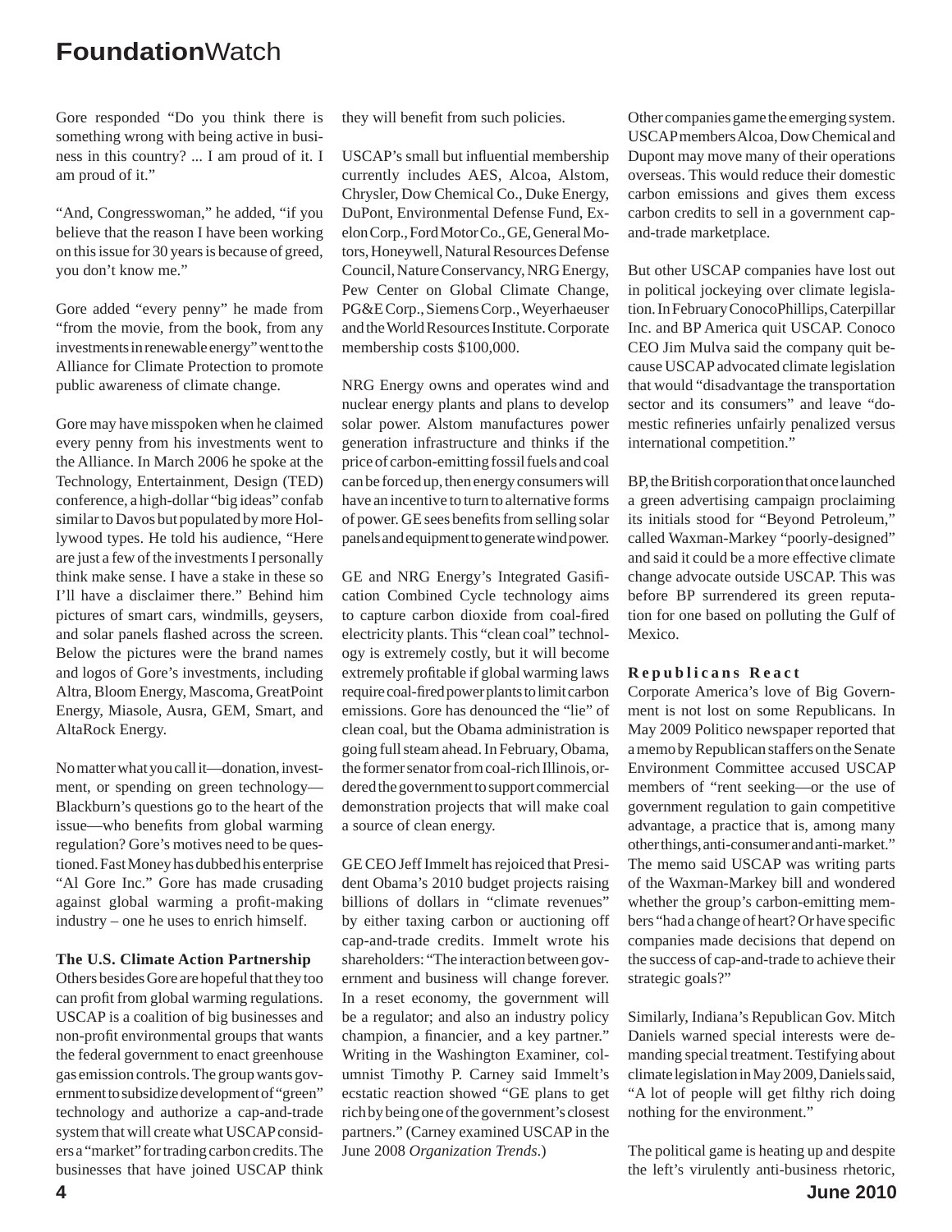Gore responded "Do you think there is something wrong with being active in business in this country? ... I am proud of it. I am proud of it."

"And, Congresswoman," he added, "if you believe that the reason I have been working on this issue for 30 years is because of greed, you don't know me."

Gore added "every penny" he made from "from the movie, from the book, from any investments in renewable energy" went to the Alliance for Climate Protection to promote public awareness of climate change.

Gore may have misspoken when he claimed every penny from his investments went to the Alliance. In March 2006 he spoke at the Technology, Entertainment, Design (TED) conference, a high-dollar "big ideas" confab similar to Davos but populated by more Hollywood types. He told his audience, "Here are just a few of the investments I personally think make sense. I have a stake in these so I'll have a disclaimer there." Behind him pictures of smart cars, windmills, geysers, and solar panels flashed across the screen. Below the pictures were the brand names and logos of Gore's investments, including Altra, Bloom Energy, Mascoma, GreatPoint Energy, Miasole, Ausra, GEM, Smart, and AltaRock Energy.

No matter what you call it—donation, investment, or spending on green technology—Blackburn's questions go to the heart of the issue—who benefits from global warming regulation? Gore's motives need to be questioned. Fast Money has dubbed his enterprise "Al Gore Inc." Gore has made crusading against global warming a profit-making industry – one he uses to enrich himself.

### The U.S. Climate Action Partnership

Others besides Gore are hopeful that they too can profit from global warming regulations. USCAP is a coalition of big businesses and non-profit environmental groups that wants the federal government to enact greenhouse gas emission controls. The group wants government to subsidize development of "green" technology and authorize a cap-and-trade system that will create what USCAP considers a "market" for trading carbon credits. The businesses that have joined USCAP think they will benefit from such policies.

USCAP's small but influential membership currently includes AES, Alcoa, Alstom, Chrysler, Dow Chemical Co., Duke Energy, DuPont, Environmental Defense Fund, Exelon Corp., Ford Motor Co., GE, General Motors, Honeywell, Natural Resources Defense Council, Nature Conservancy, NRG Energy, Pew Center on Global Climate Change, PG&E Corp., Siemens Corp., Weyerhaeuser and the World Resources Institute. Corporate membership costs $100,000.

NRG Energy owns and operates wind and nuclear energy plants and plans to develop solar power. Alstom manufactures power generation infrastructure and thinks if the price of carbon-emitting fossil fuels and coal can be forced up, then energy consumers will have an incentive to turn to alternative forms of power. GE sees benefits from selling solar panels and equipment to generate wind power.

GE and NRG Energy's Integrated Gasification Combined Cycle technology aims to capture carbon dioxide from coal-fired electricity plants. This "clean coal" technology is extremely costly, but it will become extremely profitable if global warming laws require coal-fired power plants to limit carbon emissions. Gore has denounced the "lie" of clean coal, but the Obama administration is going full steam ahead. In February, Obama, the former senator from coal-rich Illinois, ordered the government to support commercial demonstration projects that will make coal a source of clean energy.

GE CEO Jeff Immelt has rejoiced that President Obama's 2010 budget projects raising billions of dollars in "climate revenues" by either taxing carbon or auctioning off cap-and-trade credits. Immelt wrote his shareholders: "The interaction between government and business will change forever. In a reset economy, the government will be a regulator; and also an industry policy champion, a financier, and a key partner." Writing in the Washington Examiner, columnist Timothy P. Carney said Immelt's ecstatic reaction showed "GE plans to get rich by being one of the government's closest partners." (Carney examined USCAP in the June 2008 *Organization Trends*.)

Other companies game the emerging system. USCAP members Alcoa, Dow Chemical and Dupont may move many of their operations overseas. This would reduce their domestic carbon emissions and gives them excess carbon credits to sell in a government cap-and-trade marketplace.

But other USCAP companies have lost out in political jockeying over climate legislation. In February ConocoPhillips, Caterpillar Inc. and BP America quit USCAP. Conoco CEO Jim Mulva said the company quit because USCAP advocated climate legislation that would "disadvantage the transportation sector and its consumers" and leave "domestic refineries unfairly penalized versus international competition."

BP, the British corporation that once launched a green advertising campaign proclaiming its initials stood for "Beyond Petroleum," called Waxman-Markey "poorly-designed" and said it could be a more effective climate change advocate outside USCAP. This was before BP surrendered its green reputation for one based on polluting the Gulf of Mexico.

### Republicans React

Corporate America's love of Big Government is not lost on some Republicans. In May 2009 Politico newspaper reported that a memo by Republican staffers on the Senate Environment Committee accused USCAP members of "rent seeking—or the use of government regulation to gain competitive advantage, a practice that is, among many other things, anti-consumer and anti-market." The memo said USCAP was writing parts of the Waxman-Markey bill and wondered whether the group's carbon-emitting members "had a change of heart? Or have specific companies made decisions that depend on the success of cap-and-trade to achieve their strategic goals?"

Similarly, Indiana's Republican Gov. Mitch Daniels warned special interests were demanding special treatment. Testifying about climate legislation in May 2009, Daniels said, "A lot of people will get filthy rich doing nothing for the environment."

The political game is heating up and despite the left's virulently anti-business rhetoric,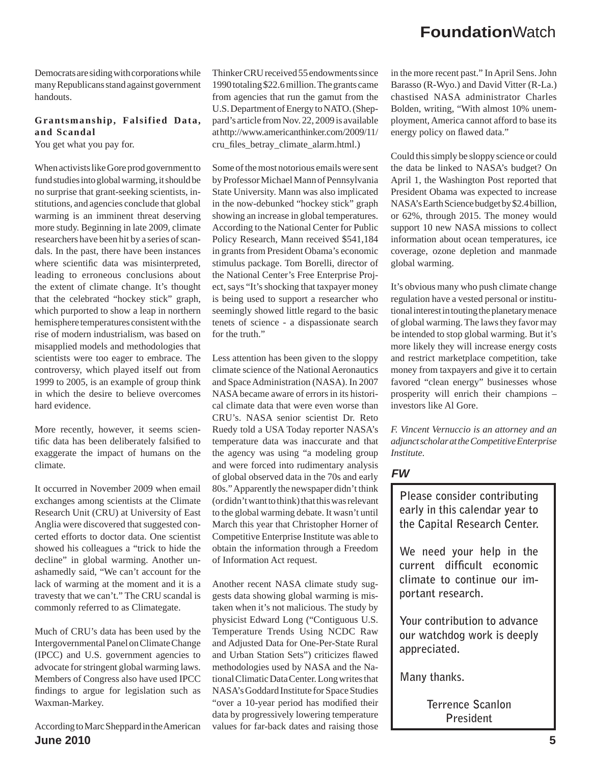Democrats are siding with corporations while many Republicans stand against government handouts.

**Grantsmanship, Falsified Data, and Scandal**

You get what you pay for.

When activists like Gore prod government to fund studies into global warming, it should be no surprise that grant-seeking scientists, institutions, and agencies conclude that global warming is an imminent threat deserving more study. Beginning in late 2009, climate researchers have been hit by a series of scandals. In the past, there have been instances where scientific data was misinterpreted, leading to erroneous conclusions about the extent of climate change. It's thought that the celebrated "hockey stick" graph, which purported to show a leap in northern hemisphere temperatures consistent with the rise of modern industrialism, was based on misapplied models and methodologies that scientists were too eager to embrace. The controversy, which played itself out from 1999 to 2005, is an example of group think in which the desire to believe overcomes hard evidence.

More recently, however, it seems scientific data has been deliberately falsified to exaggerate the impact of humans on the climate.

It occurred in November 2009 when email exchanges among scientists at the Climate Research Unit (CRU) at University of East Anglia were discovered that suggested concerted efforts to doctor data. One scientist showed his colleagues a "trick to hide the decline" in global warming. Another unashamedly said, "We can't account for the lack of warming at the moment and it is a travesty that we can't." The CRU scandal is commonly referred to as Climategate.

Much of CRU's data has been used by the Intergovernmental Panel on Climate Change (IPCC) and U.S. government agencies to advocate for stringent global warming laws. Members of Congress also have used IPCC findings to argue for legislation such as Waxman-Markey.

According to Marc Sheppard in the American Thinker CRU received 55 endowments since 1990 totaling $22.6 million. The grants came from agencies that run the gamut from the U.S. Department of Energy to NATO. (Sheppard's article from Nov. 22, 2009 is available at http://www.americanthinker.com/2009/11/cru_files_betray_climate_alarm.html.)

Some of the most notorious emails were sent by Professor Michael Mann of Pennsylvania State University. Mann was also implicated in the now-debunked "hockey stick" graph showing an increase in global temperatures. According to the National Center for Public Policy Research, Mann received $541,184 in grants from President Obama's economic stimulus package. Tom Borelli, director of the National Center's Free Enterprise Project, says "It's shocking that taxpayer money is being used to support a researcher who seemingly showed little regard to the basic tenets of science - a dispassionate search for the truth."

Less attention has been given to the sloppy climate science of the National Aeronautics and Space Administration (NASA). In 2007 NASA became aware of errors in its historical climate data that were even worse than CRU's. NASA senior scientist Dr. Reto Ruedy told a USA Today reporter NASA's temperature data was inaccurate and that the agency was using "a modeling group and were forced into rudimentary analysis of global observed data in the 70s and early 80s." Apparently the newspaper didn't think (or didn't want to think) that this was relevant to the global warming debate. It wasn't until March this year that Christopher Horner of Competitive Enterprise Institute was able to obtain the information through a Freedom of Information Act request.

Another recent NASA climate study suggests data showing global warming is mistaken when it's not malicious. The study by physicist Edward Long ("Contiguous U.S. Temperature Trends Using NCDC Raw and Adjusted Data for One-Per-State Rural and Urban Station Sets") criticizes flawed methodologies used by NASA and the National Climatic Data Center. Long writes that NASA's Goddard Institute for Space Studies "over a 10-year period has modified their data by progressively lowering temperature values for far-back dates and raising those in the more recent past." In April Sens. John Barasso (R-Wyo.) and David Vitter (R-La.) chastised NASA administrator Charles Bolden, writing, "With almost 10% unemployment, America cannot afford to base its energy policy on flawed data."

Could this simply be sloppy science or could the data be linked to NASA's budget? On April 1, the Washington Post reported that President Obama was expected to increase NASA's Earth Science budget by $2.4 billion, or 62%, through 2015. The money would support 10 new NASA missions to collect information about ocean temperatures, ice coverage, ozone depletion and manmade global warming.

It's obvious many who push climate change regulation have a vested personal or institutional interest in touting the planetary menace of global warming. The laws they favor may be intended to stop global warming. But it's more likely they will increase energy costs and restrict marketplace competition, take money from taxpayers and give it to certain favored "clean energy" businesses whose prosperity will enrich their champions – investors like Al Gore.

*F. Vincent Vernuccio is an attorney and an adjunct scholar at the Competitive Enterprise Institute.*

***FW***

**Please consider contributing early in this calendar year to the Capital Research Center.**

**We need your help in the current difficult economic climate to continue our important research.**

**Your contribution to advance our watchdog work is deeply appreciated.**

**Many thanks.**

**Terrence Scanlon**
**President**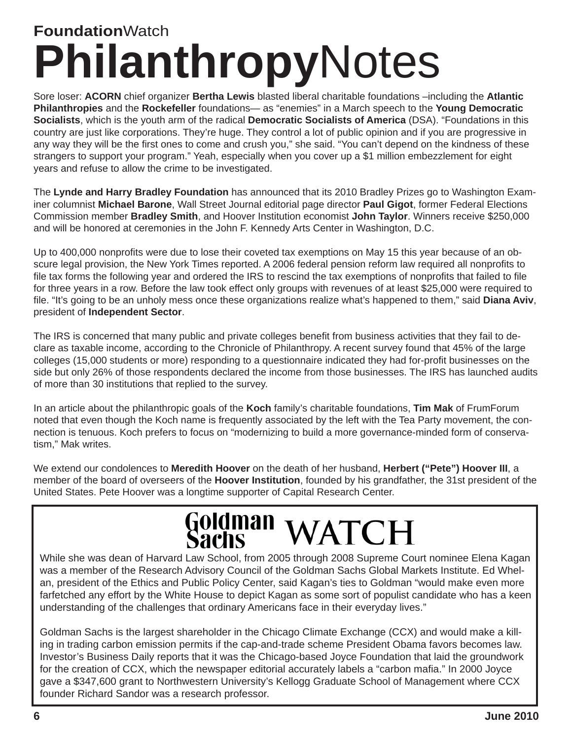**Foundation**Watch

# **Philanthropy**Notes

Sore loser: **ACORN** chief organizer **Bertha Lewis** blasted liberal charitable foundations –including the **Atlantic Philanthropies** and the **Rockefeller** foundations— as "enemies" in a March speech to the **Young Democratic Socialists**, which is the youth arm of the radical **Democratic Socialists of America** (DSA). "Foundations in this country are just like corporations. They're huge. They control a lot of public opinion and if you are progressive in any way they will be the first ones to come and crush you," she said. "You can't depend on the kindness of these strangers to support your program." Yeah, especially when you cover up a $1 million embezzlement for eight years and refuse to allow the crime to be investigated.

The **Lynde and Harry Bradley Foundation** has announced that its 2010 Bradley Prizes go to Washington Examiner columnist **Michael Barone**, Wall Street Journal editorial page director **Paul Gigot**, former Federal Elections Commission member **Bradley Smith**, and Hoover Institution economist **John Taylor**. Winners receive $250,000 and will be honored at ceremonies in the John F. Kennedy Arts Center in Washington, D.C.

Up to 400,000 nonprofits were due to lose their coveted tax exemptions on May 15 this year because of an obscure legal provision, the New York Times reported. A 2006 federal pension reform law required all nonprofits to file tax forms the following year and ordered the IRS to rescind the tax exemptions of nonprofits that failed to file for three years in a row. Before the law took effect only groups with revenues of at least $25,000 were required to file. "It's going to be an unholy mess once these organizations realize what's happened to them," said **Diana Aviv**, president of **Independent Sector**.

The IRS is concerned that many public and private colleges benefit from business activities that they fail to declare as taxable income, according to the Chronicle of Philanthropy. A recent survey found that 45% of the large colleges (15,000 students or more) responding to a questionnaire indicated they had for-profit businesses on the side but only 26% of those respondents declared the income from those businesses. The IRS has launched audits of more than 30 institutions that replied to the survey.

In an article about the philanthropic goals of the **Koch** family's charitable foundations, **Tim Mak** of FrumForum noted that even though the Koch name is frequently associated by the left with the Tea Party movement, the connection is tenuous. Koch prefers to focus on "modernizing to build a more governance-minded form of conservatism," Mak writes.

We extend our condolences to **Meredith Hoover** on the death of her husband, **Herbert ("Pete") Hoover III**, a member of the board of overseers of the **Hoover Institution**, founded by his grandfather, the 31st president of the United States. Pete Hoover was a longtime supporter of Capital Research Center.

## Goldman Sachs WATCH

While she was dean of Harvard Law School, from 2005 through 2008 Supreme Court nominee Elena Kagan was a member of the Research Advisory Council of the Goldman Sachs Global Markets Institute. Ed Whelan, president of the Ethics and Public Policy Center, said Kagan's ties to Goldman "would make even more farfetched any effort by the White House to depict Kagan as some sort of populist candidate who has a keen understanding of the challenges that ordinary Americans face in their everyday lives."

Goldman Sachs is the largest shareholder in the Chicago Climate Exchange (CCX) and would make a killing in trading carbon emission permits if the cap-and-trade scheme President Obama favors becomes law. Investor's Business Daily reports that it was the Chicago-based Joyce Foundation that laid the groundwork for the creation of CCX, which the newspaper editorial accurately labels a "carbon mafia." In 2000 Joyce gave a $347,600 grant to Northwestern University's Kellogg Graduate School of Management where CCX founder Richard Sandor was a research professor.